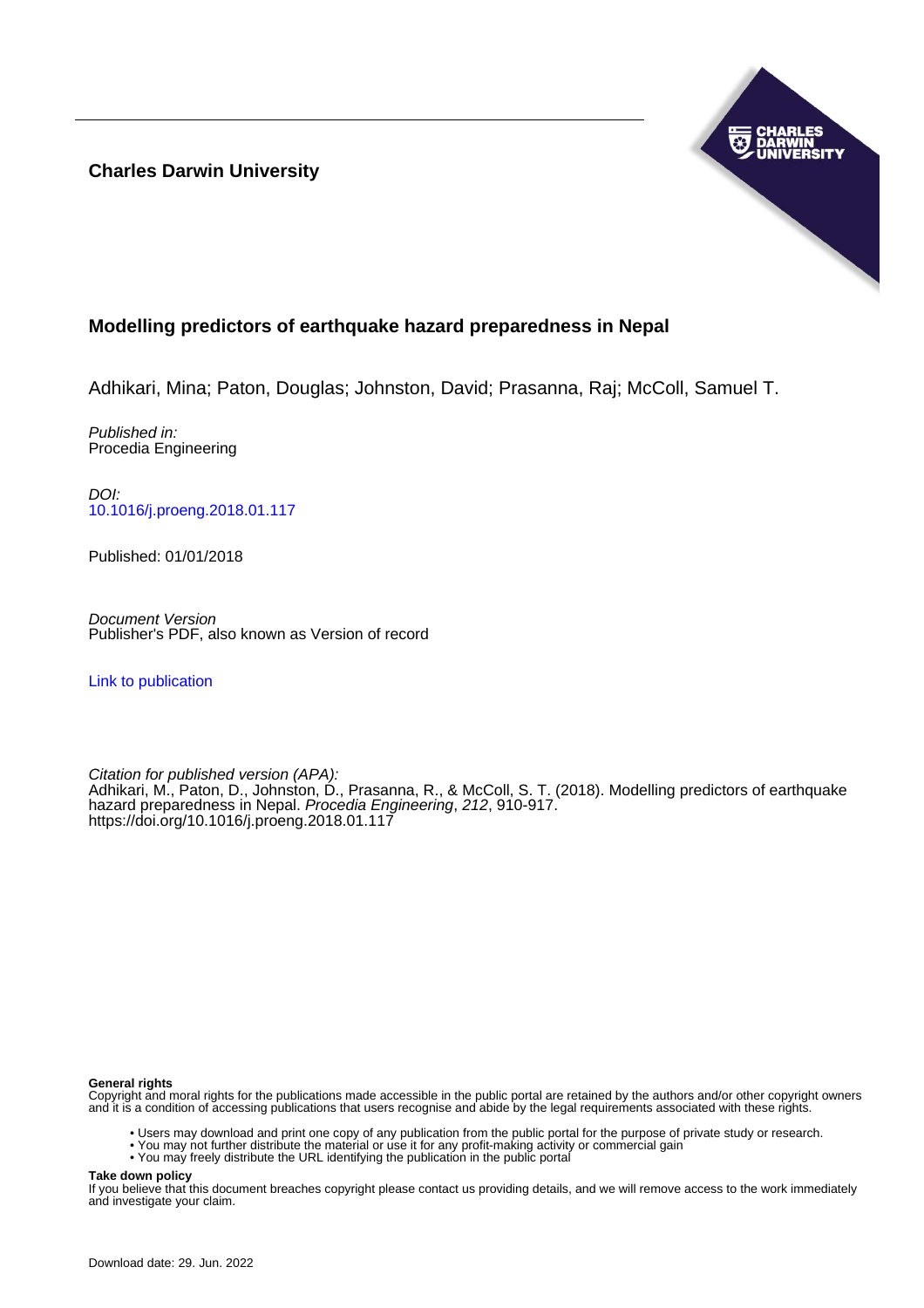**Charles Darwin University**

# Modelling predictors of earthquake hazard preparedness in Nepal

Adhikari, Mina; Paton, Douglas; Johnston, David; Prasanna, Raj; McColl, Samuel T.

*Published in:*
Procedia Engineering

*DOI:*
[10.1016/j.proeng.2018.01.117](https://doi.org/10.1016/j.proeng.2018.01.117)

Published: 01/01/2018

*Document Version*
Publisher's PDF, also known as Version of record

[Link to publication](#)

*Citation for published version (APA):*
Adhikari, M., Paton, D., Johnston, D., Prasanna, R., & McColl, S. T. (2018). Modelling predictors of earthquake hazard preparedness in Nepal. *Procedia Engineering*, *212*, 910-917. https://doi.org/10.1016/j.proeng.2018.01.117

**General rights**

Copyright and moral rights for the publications made accessible in the public portal are retained by the authors and/or other copyright owners and it is a condition of accessing publications that users recognise and abide by the legal requirements associated with these rights.

- Users may download and print one copy of any publication from the public portal for the purpose of private study or research.
- You may not further distribute the material or use it for any profit-making activity or commercial gain
- You may freely distribute the URL identifying the publication in the public portal

**Take down policy**

If you believe that this document breaches copyright please contact us providing details, and we will remove access to the work immediately and investigate your claim.

Download date: 29. Jun. 2022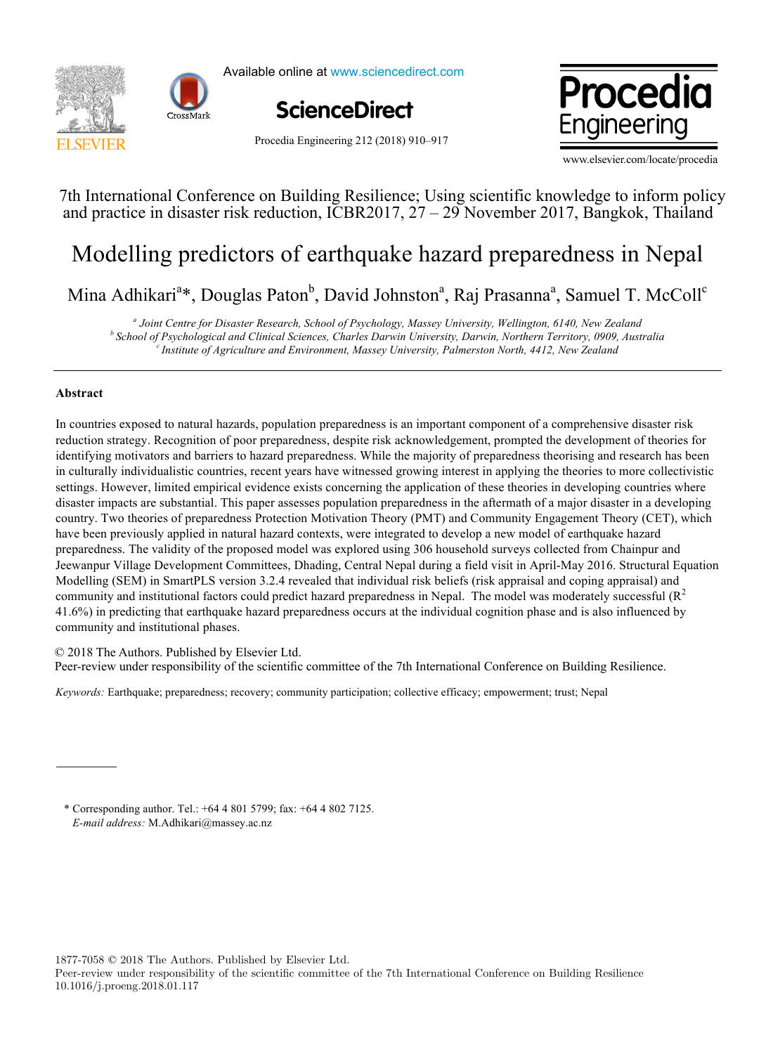7th International Conference on Building Resilience; Using scientific knowledge to inform policy and practice in disaster risk reduction, ICBR2017, 27 – 29 November 2017, Bangkok, Thailand

# Modelling predictors of earthquake hazard preparedness in Nepal

Mina Adhikari[a]*, Douglas Paton[b], David Johnston[a], Raj Prasanna[a], Samuel T. McColl[c]

[a] *Joint Centre for Disaster Research, School of Psychology, Massey University, Wellington, 6140, New Zealand*
[b] *School of Psychological and Clinical Sciences, Charles Darwin University, Darwin, Northern Territory, 0909, Australia*
[c] *Institute of Agriculture and Environment, Massey University, Palmerston North, 4412, New Zealand*

## Abstract

In countries exposed to natural hazards, population preparedness is an important component of a comprehensive disaster risk reduction strategy. Recognition of poor preparedness, despite risk acknowledgement, prompted the development of theories for identifying motivators and barriers to hazard preparedness. While the majority of preparedness theorising and research has been in culturally individualistic countries, recent years have witnessed growing interest in applying the theories to more collectivistic settings. However, limited empirical evidence exists concerning the application of these theories in developing countries where disaster impacts are substantial. This paper assesses population preparedness in the aftermath of a major disaster in a developing country. Two theories of preparedness Protection Motivation Theory (PMT) and Community Engagement Theory (CET), which have been previously applied in natural hazard contexts, were integrated to develop a new model of earthquake hazard preparedness. The validity of the proposed model was explored using 306 household surveys collected from Chainpur and Jeewanpur Village Development Committees, Dhading, Central Nepal during a field visit in April-May 2016. Structural Equation Modelling (SEM) in SmartPLS version 3.2.4 revealed that individual risk beliefs (risk appraisal and coping appraisal) and community and institutional factors could predict hazard preparedness in Nepal. The model was moderately successful ($R^2$ 41.6%) in predicting that earthquake hazard preparedness occurs at the individual cognition phase and is also influenced by community and institutional phases.

© 2018 The Authors. Published by Elsevier Ltd.
Peer-review under responsibility of the scientific committee of the 7th International Conference on Building Resilience.

*Keywords:* Earthquake; preparedness; recovery; community participation; collective efficacy; empowerment; trust; Nepal

* Corresponding author. Tel.: +64 4 801 5799; fax: +64 4 802 7125.
*E-mail address:* M.Adhikari@massey.ac.nz

1877-7058 © 2018 The Authors. Published by Elsevier Ltd.
Peer-review under responsibility of the scientific committee of the 7th International Conference on Building Resilience
10.1016/j.proeng.2018.01.117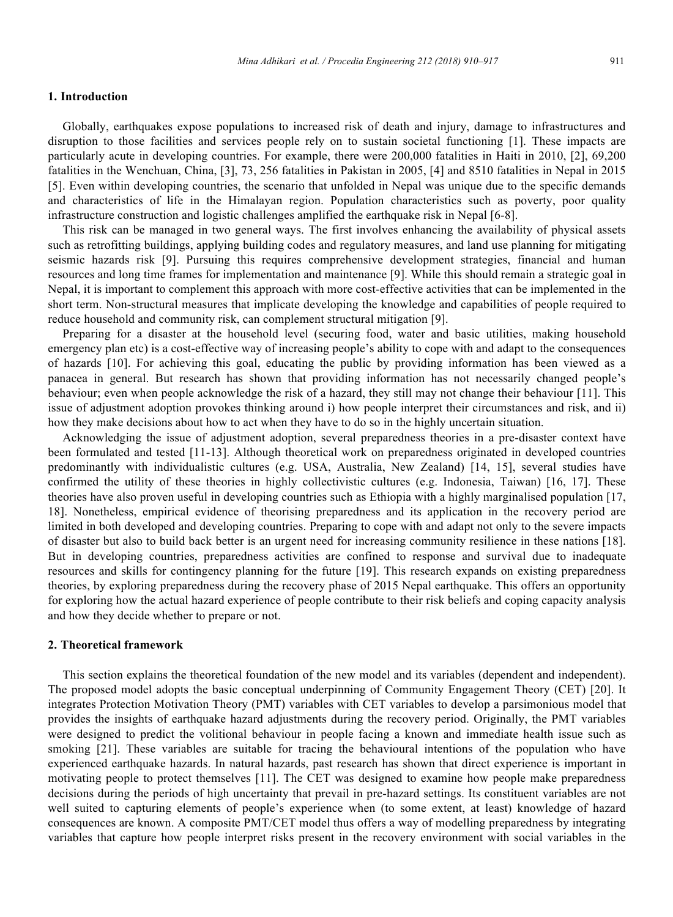## 1. Introduction

Globally, earthquakes expose populations to increased risk of death and injury, damage to infrastructures and disruption to those facilities and services people rely on to sustain societal functioning [1]. These impacts are particularly acute in developing countries. For example, there were 200,000 fatalities in Haiti in 2010, [2], 69,200 fatalities in the Wenchuan, China, [3], 73, 256 fatalities in Pakistan in 2005, [4] and 8510 fatalities in Nepal in 2015 [5]. Even within developing countries, the scenario that unfolded in Nepal was unique due to the specific demands and characteristics of life in the Himalayan region. Population characteristics such as poverty, poor quality infrastructure construction and logistic challenges amplified the earthquake risk in Nepal [6-8].

This risk can be managed in two general ways. The first involves enhancing the availability of physical assets such as retrofitting buildings, applying building codes and regulatory measures, and land use planning for mitigating seismic hazards risk [9]. Pursuing this requires comprehensive development strategies, financial and human resources and long time frames for implementation and maintenance [9]. While this should remain a strategic goal in Nepal, it is important to complement this approach with more cost-effective activities that can be implemented in the short term. Non-structural measures that implicate developing the knowledge and capabilities of people required to reduce household and community risk, can complement structural mitigation [9].

Preparing for a disaster at the household level (securing food, water and basic utilities, making household emergency plan etc) is a cost-effective way of increasing people's ability to cope with and adapt to the consequences of hazards [10]. For achieving this goal, educating the public by providing information has been viewed as a panacea in general. But research has shown that providing information has not necessarily changed people's behaviour; even when people acknowledge the risk of a hazard, they still may not change their behaviour [11]. This issue of adjustment adoption provokes thinking around i) how people interpret their circumstances and risk, and ii) how they make decisions about how to act when they have to do so in the highly uncertain situation.

Acknowledging the issue of adjustment adoption, several preparedness theories in a pre-disaster context have been formulated and tested [11-13]. Although theoretical work on preparedness originated in developed countries predominantly with individualistic cultures (e.g. USA, Australia, New Zealand) [14, 15], several studies have confirmed the utility of these theories in highly collectivistic cultures (e.g. Indonesia, Taiwan) [16, 17]. These theories have also proven useful in developing countries such as Ethiopia with a highly marginalised population [17, 18]. Nonetheless, empirical evidence of theorising preparedness and its application in the recovery period are limited in both developed and developing countries. Preparing to cope with and adapt not only to the severe impacts of disaster but also to build back better is an urgent need for increasing community resilience in these nations [18]. But in developing countries, preparedness activities are confined to response and survival due to inadequate resources and skills for contingency planning for the future [19]. This research expands on existing preparedness theories, by exploring preparedness during the recovery phase of 2015 Nepal earthquake. This offers an opportunity for exploring how the actual hazard experience of people contribute to their risk beliefs and coping capacity analysis and how they decide whether to prepare or not.

## 2. Theoretical framework

This section explains the theoretical foundation of the new model and its variables (dependent and independent). The proposed model adopts the basic conceptual underpinning of Community Engagement Theory (CET) [20]. It integrates Protection Motivation Theory (PMT) variables with CET variables to develop a parsimonious model that provides the insights of earthquake hazard adjustments during the recovery period. Originally, the PMT variables were designed to predict the volitional behaviour in people facing a known and immediate health issue such as smoking [21]. These variables are suitable for tracing the behavioural intentions of the population who have experienced earthquake hazards. In natural hazards, past research has shown that direct experience is important in motivating people to protect themselves [11]. The CET was designed to examine how people make preparedness decisions during the periods of high uncertainty that prevail in pre-hazard settings. Its constituent variables are not well suited to capturing elements of people's experience when (to some extent, at least) knowledge of hazard consequences are known. A composite PMT/CET model thus offers a way of modelling preparedness by integrating variables that capture how people interpret risks present in the recovery environment with social variables in the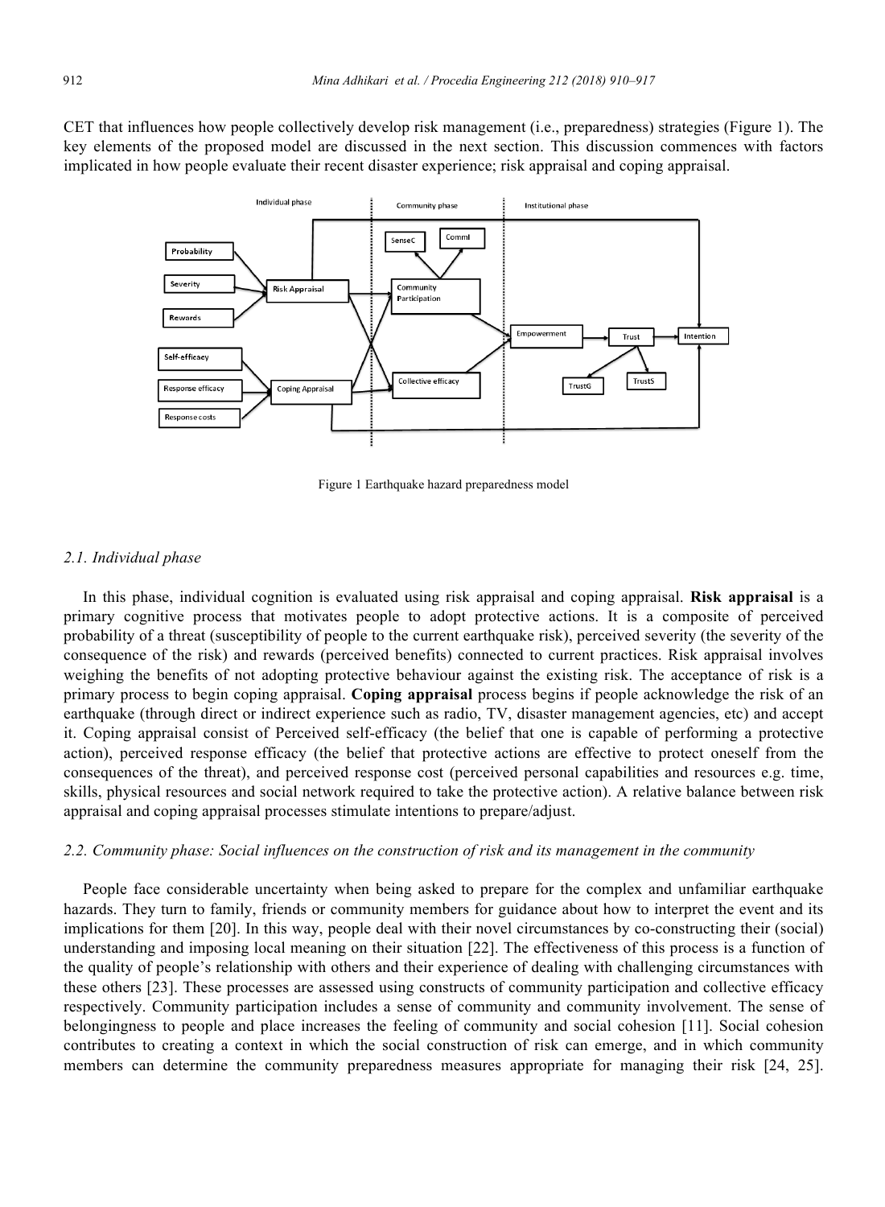CET that influences how people collectively develop risk management (i.e., preparedness) strategies (Figure 1). The key elements of the proposed model are discussed in the next section. This discussion commences with factors implicated in how people evaluate their recent disaster experience; risk appraisal and coping appraisal.

Figure 1 Earthquake hazard preparedness model

### 2.1. Individual phase

In this phase, individual cognition is evaluated using risk appraisal and coping appraisal. **Risk appraisal** is a primary cognitive process that motivates people to adopt protective actions. It is a composite of perceived probability of a threat (susceptibility of people to the current earthquake risk), perceived severity (the severity of the consequence of the risk) and rewards (perceived benefits) connected to current practices. Risk appraisal involves weighing the benefits of not adopting protective behaviour against the existing risk. The acceptance of risk is a primary process to begin coping appraisal. **Coping appraisal** process begins if people acknowledge the risk of an earthquake (through direct or indirect experience such as radio, TV, disaster management agencies, etc) and accept it. Coping appraisal consist of Perceived self-efficacy (the belief that one is capable of performing a protective action), perceived response efficacy (the belief that protective actions are effective to protect oneself from the consequences of the threat), and perceived response cost (perceived personal capabilities and resources e.g. time, skills, physical resources and social network required to take the protective action). A relative balance between risk appraisal and coping appraisal processes stimulate intentions to prepare/adjust.

### 2.2. Community phase: Social influences on the construction of risk and its management in the community

People face considerable uncertainty when being asked to prepare for the complex and unfamiliar earthquake hazards. They turn to family, friends or community members for guidance about how to interpret the event and its implications for them [20]. In this way, people deal with their novel circumstances by co-constructing their (social) understanding and imposing local meaning on their situation [22]. The effectiveness of this process is a function of the quality of people's relationship with others and their experience of dealing with challenging circumstances with these others [23]. These processes are assessed using constructs of community participation and collective efficacy respectively. Community participation includes a sense of community and community involvement. The sense of belongingness to people and place increases the feeling of community and social cohesion [11]. Social cohesion contributes to creating a context in which the social construction of risk can emerge, and in which community members can determine the community preparedness measures appropriate for managing their risk [24, 25].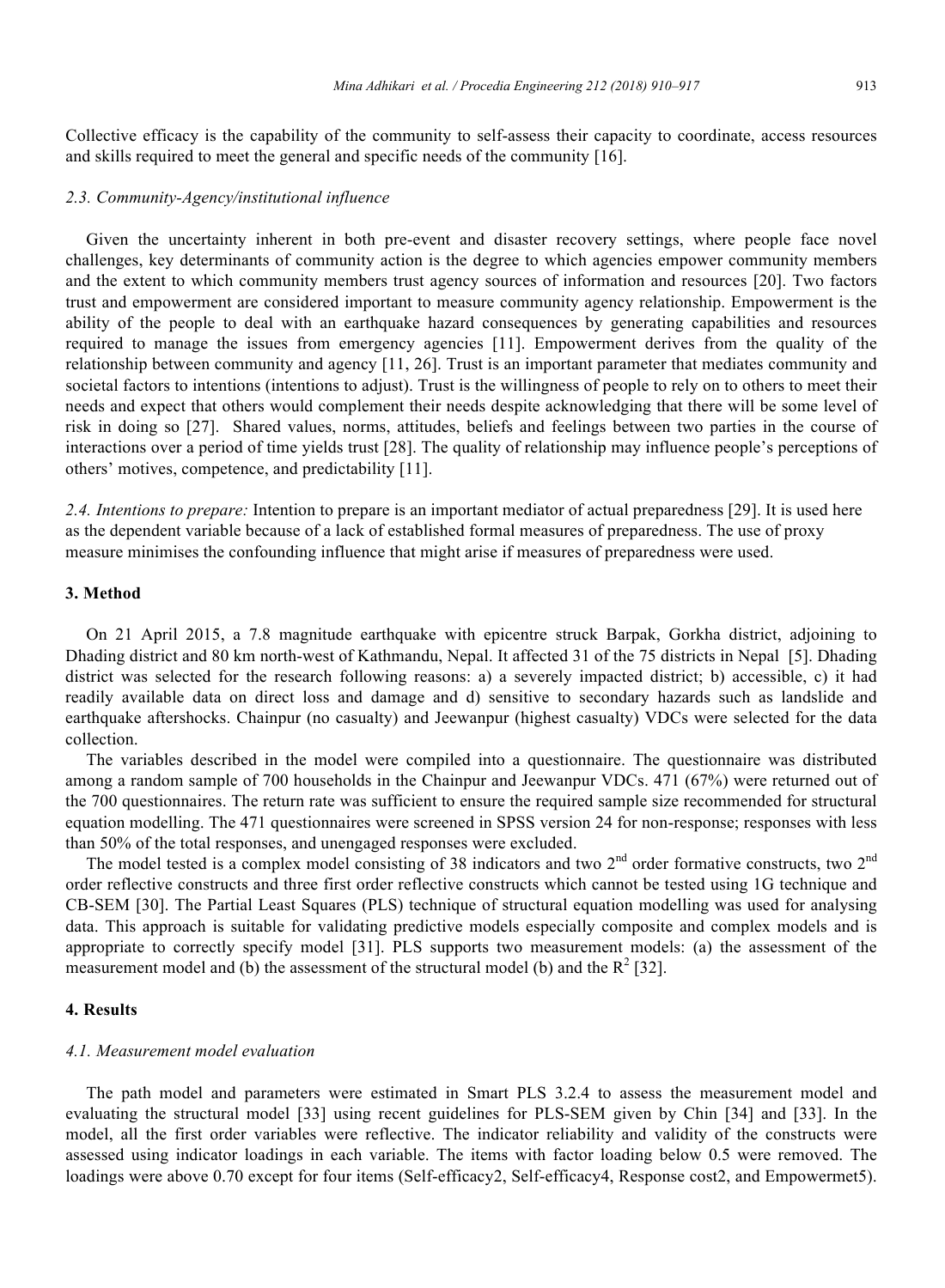Collective efficacy is the capability of the community to self-assess their capacity to coordinate, access resources and skills required to meet the general and specific needs of the community [16].

### *2.3. Community-Agency/institutional influence*

Given the uncertainty inherent in both pre-event and disaster recovery settings, where people face novel challenges, key determinants of community action is the degree to which agencies empower community members and the extent to which community members trust agency sources of information and resources [20]. Two factors trust and empowerment are considered important to measure community agency relationship. Empowerment is the ability of the people to deal with an earthquake hazard consequences by generating capabilities and resources required to manage the issues from emergency agencies [11]. Empowerment derives from the quality of the relationship between community and agency [11, 26]. Trust is an important parameter that mediates community and societal factors to intentions (intentions to adjust). Trust is the willingness of people to rely on to others to meet their needs and expect that others would complement their needs despite acknowledging that there will be some level of risk in doing so [27]. Shared values, norms, attitudes, beliefs and feelings between two parties in the course of interactions over a period of time yields trust [28]. The quality of relationship may influence people's perceptions of others' motives, competence, and predictability [11].

*2.4. Intentions to prepare:* Intention to prepare is an important mediator of actual preparedness [29]. It is used here as the dependent variable because of a lack of established formal measures of preparedness. The use of proxy measure minimises the confounding influence that might arise if measures of preparedness were used.

## 3. Method

On 21 April 2015, a 7.8 magnitude earthquake with epicentre struck Barpak, Gorkha district, adjoining to Dhading district and 80 km north-west of Kathmandu, Nepal. It affected 31 of the 75 districts in Nepal [5]. Dhading district was selected for the research following reasons: a) a severely impacted district; b) accessible, c) it had readily available data on direct loss and damage and d) sensitive to secondary hazards such as landslide and earthquake aftershocks. Chainpur (no casualty) and Jeewanpur (highest casualty) VDCs were selected for the data collection.

The variables described in the model were compiled into a questionnaire. The questionnaire was distributed among a random sample of 700 households in the Chainpur and Jeewanpur VDCs. 471 (67%) were returned out of the 700 questionnaires. The return rate was sufficient to ensure the required sample size recommended for structural equation modelling. The 471 questionnaires were screened in SPSS version 24 for non-response; responses with less than 50% of the total responses, and unengaged responses were excluded.

The model tested is a complex model consisting of 38 indicators and two 2nd order formative constructs, two 2nd order reflective constructs and three first order reflective constructs which cannot be tested using 1G technique and CB-SEM [30]. The Partial Least Squares (PLS) technique of structural equation modelling was used for analysing data. This approach is suitable for validating predictive models especially composite and complex models and is appropriate to correctly specify model [31]. PLS supports two measurement models: (a) the assessment of the measurement model and (b) the assessment of the structural model (b) and the $R^2$ [32].

## 4. Results

### *4.1. Measurement model evaluation*

The path model and parameters were estimated in Smart PLS 3.2.4 to assess the measurement model and evaluating the structural model [33] using recent guidelines for PLS-SEM given by Chin [34] and [33]. In the model, all the first order variables were reflective. The indicator reliability and validity of the constructs were assessed using indicator loadings in each variable. The items with factor loading below 0.5 were removed. The loadings were above 0.70 except for four items (Self-efficacy2, Self-efficacy4, Response cost2, and Empowermet5).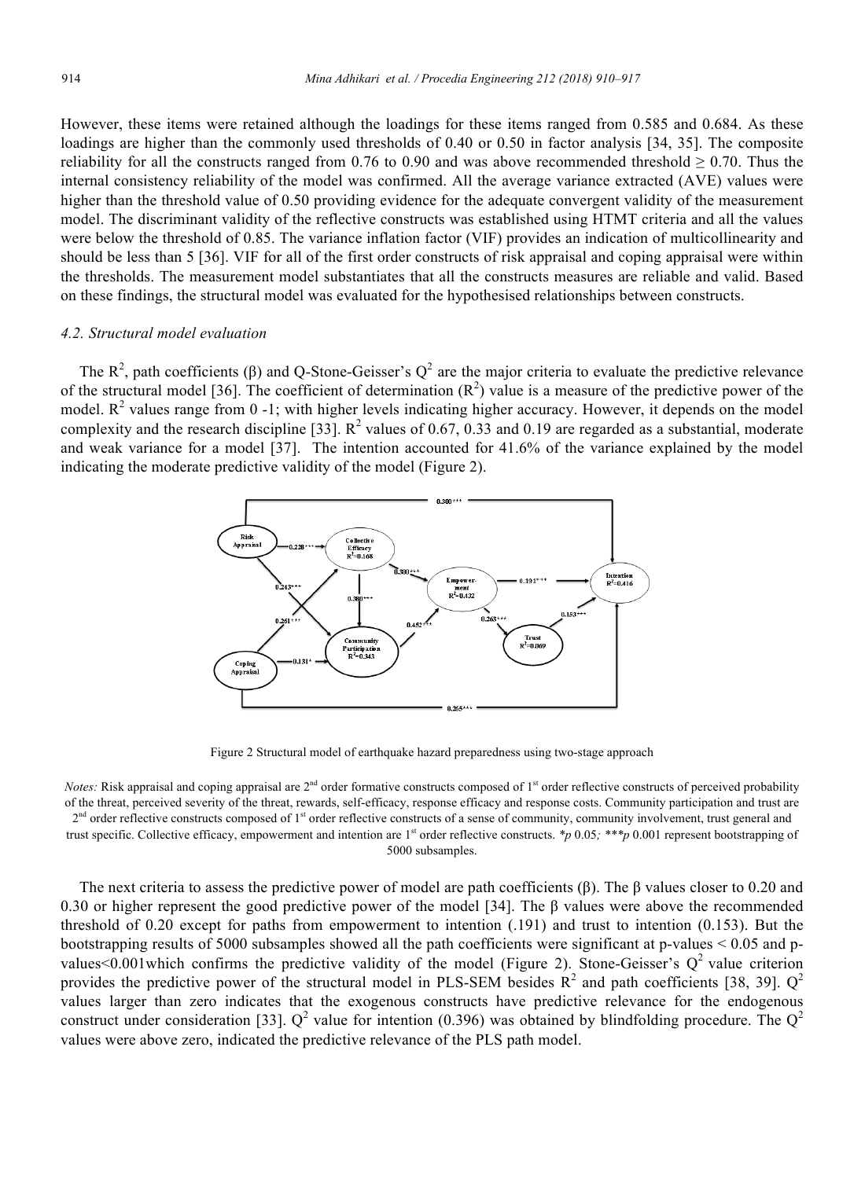However, these items were retained although the loadings for these items ranged from 0.585 and 0.684. As these loadings are higher than the commonly used thresholds of 0.40 or 0.50 in factor analysis [34, 35]. The composite reliability for all the constructs ranged from 0.76 to 0.90 and was above recommended threshold ≥ 0.70. Thus the internal consistency reliability of the model was confirmed. All the average variance extracted (AVE) values were higher than the threshold value of 0.50 providing evidence for the adequate convergent validity of the measurement model. The discriminant validity of the reflective constructs was established using HTMT criteria and all the values were below the threshold of 0.85. The variance inflation factor (VIF) provides an indication of multicollinearity and should be less than 5 [36]. VIF for all of the first order constructs of risk appraisal and coping appraisal were within the thresholds. The measurement model substantiates that all the constructs measures are reliable and valid. Based on these findings, the structural model was evaluated for the hypothesised relationships between constructs.

### *4.2. Structural model evaluation*

The $R^2$, path coefficients (β) and Q-Stone-Geisser's $Q^2$ are the major criteria to evaluate the predictive relevance of the structural model [36]. The coefficient of determination ($R^2$) value is a measure of the predictive power of the model. $R^2$ values range from 0 -1; with higher levels indicating higher accuracy. However, it depends on the model complexity and the research discipline [33]. $R^2$ values of 0.67, 0.33 and 0.19 are regarded as a substantial, moderate and weak variance for a model [37]. The intention accounted for 41.6% of the variance explained by the model indicating the moderate predictive validity of the model (Figure 2).

Figure 2 Structural model of earthquake hazard preparedness using two-stage approach

*Notes:* Risk appraisal and coping appraisal are 2nd order formative constructs composed of 1st order reflective constructs of perceived probability of the threat, perceived severity of the threat, rewards, self-efficacy, response efficacy and response costs. Community participation and trust are 2nd order reflective constructs composed of 1st order reflective constructs of a sense of community, community involvement, trust general and trust specific. Collective efficacy, empowerment and intention are 1st order reflective constructs. *$p$ 0.05; ***$p$ 0.001 represent bootstrapping of 5000 subsamples.

The next criteria to assess the predictive power of model are path coefficients (β). The β values closer to 0.20 and 0.30 or higher represent the good predictive power of the model [34]. The β values were above the recommended threshold of 0.20 except for paths from empowerment to intention (.191) and trust to intention (0.153). But the bootstrapping results of 5000 subsamples showed all the path coefficients were significant at p-values < 0.05 and p-values<0.001which confirms the predictive validity of the model (Figure 2). Stone-Geisser's $Q^2$ value criterion provides the predictive power of the structural model in PLS-SEM besides $R^2$ and path coefficients [38, 39]. $Q^2$ values larger than zero indicates that the exogenous constructs have predictive relevance for the endogenous construct under consideration [33]. $Q^2$ value for intention (0.396) was obtained by blindfolding procedure. The $Q^2$ values were above zero, indicated the predictive relevance of the PLS path model.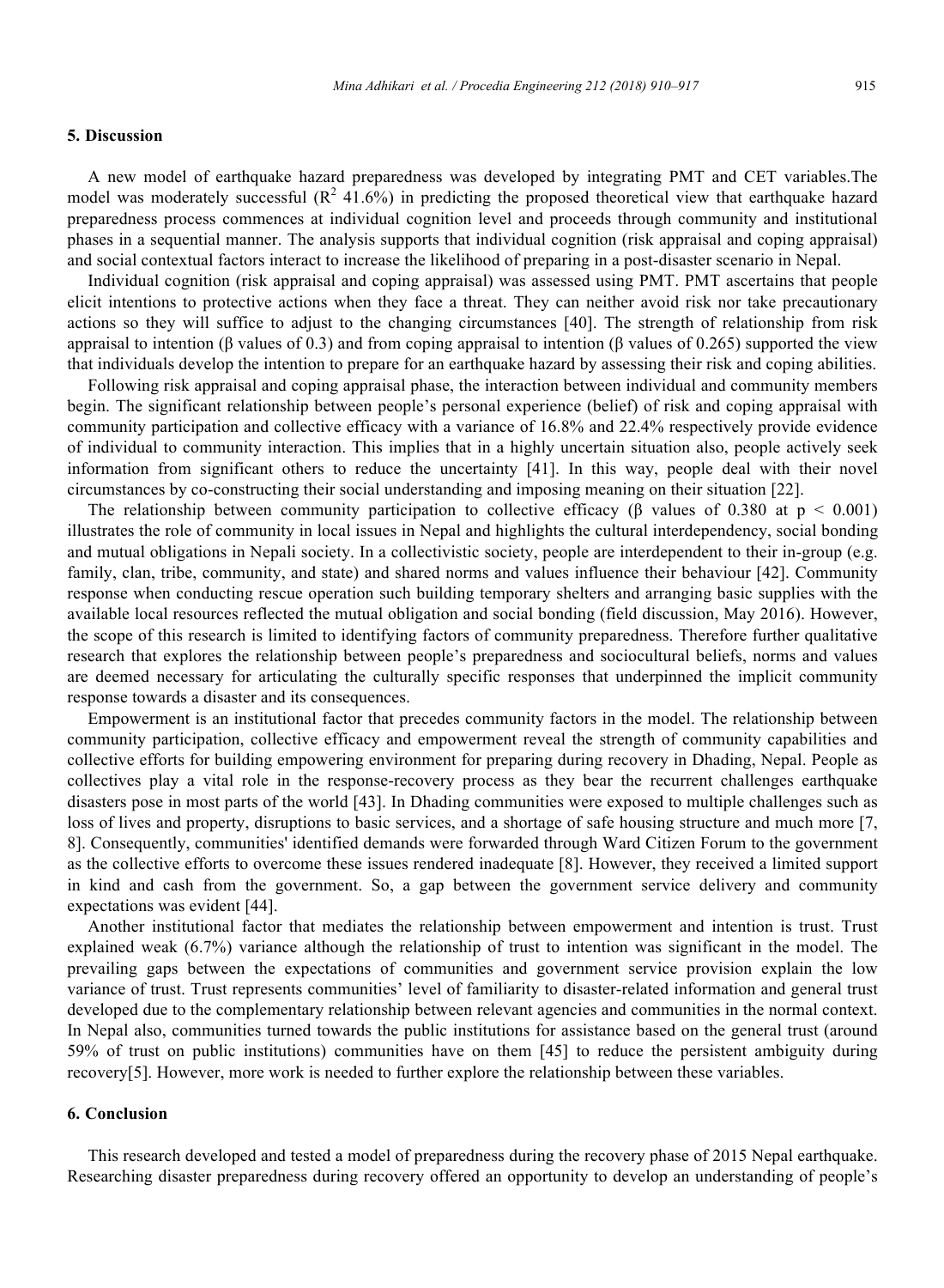## 5. Discussion

A new model of earthquake hazard preparedness was developed by integrating PMT and CET variables.The model was moderately successful ($R^2$ 41.6%) in predicting the proposed theoretical view that earthquake hazard preparedness process commences at individual cognition level and proceeds through community and institutional phases in a sequential manner. The analysis supports that individual cognition (risk appraisal and coping appraisal) and social contextual factors interact to increase the likelihood of preparing in a post-disaster scenario in Nepal.

Individual cognition (risk appraisal and coping appraisal) was assessed using PMT. PMT ascertains that people elicit intentions to protective actions when they face a threat. They can neither avoid risk nor take precautionary actions so they will suffice to adjust to the changing circumstances [40]. The strength of relationship from risk appraisal to intention (β values of 0.3) and from coping appraisal to intention (β values of 0.265) supported the view that individuals develop the intention to prepare for an earthquake hazard by assessing their risk and coping abilities.

Following risk appraisal and coping appraisal phase, the interaction between individual and community members begin. The significant relationship between people's personal experience (belief) of risk and coping appraisal with community participation and collective efficacy with a variance of 16.8% and 22.4% respectively provide evidence of individual to community interaction. This implies that in a highly uncertain situation also, people actively seek information from significant others to reduce the uncertainty [41]. In this way, people deal with their novel circumstances by co-constructing their social understanding and imposing meaning on their situation [22].

The relationship between community participation to collective efficacy (β values of 0.380 at $p < 0.001$) illustrates the role of community in local issues in Nepal and highlights the cultural interdependency, social bonding and mutual obligations in Nepali society. In a collectivistic society, people are interdependent to their in-group (e.g. family, clan, tribe, community, and state) and shared norms and values influence their behaviour [42]. Community response when conducting rescue operation such building temporary shelters and arranging basic supplies with the available local resources reflected the mutual obligation and social bonding (field discussion, May 2016). However, the scope of this research is limited to identifying factors of community preparedness. Therefore further qualitative research that explores the relationship between people's preparedness and sociocultural beliefs, norms and values are deemed necessary for articulating the culturally specific responses that underpinned the implicit community response towards a disaster and its consequences.

Empowerment is an institutional factor that precedes community factors in the model. The relationship between community participation, collective efficacy and empowerment reveal the strength of community capabilities and collective efforts for building empowering environment for preparing during recovery in Dhading, Nepal. People as collectives play a vital role in the response-recovery process as they bear the recurrent challenges earthquake disasters pose in most parts of the world [43]. In Dhading communities were exposed to multiple challenges such as loss of lives and property, disruptions to basic services, and a shortage of safe housing structure and much more [7, 8]. Consequently, communities' identified demands were forwarded through Ward Citizen Forum to the government as the collective efforts to overcome these issues rendered inadequate [8]. However, they received a limited support in kind and cash from the government. So, a gap between the government service delivery and community expectations was evident [44].

Another institutional factor that mediates the relationship between empowerment and intention is trust. Trust explained weak (6.7%) variance although the relationship of trust to intention was significant in the model. The prevailing gaps between the expectations of communities and government service provision explain the low variance of trust. Trust represents communities' level of familiarity to disaster-related information and general trust developed due to the complementary relationship between relevant agencies and communities in the normal context. In Nepal also, communities turned towards the public institutions for assistance based on the general trust (around 59% of trust on public institutions) communities have on them [45] to reduce the persistent ambiguity during recovery[5]. However, more work is needed to further explore the relationship between these variables.

## 6. Conclusion

This research developed and tested a model of preparedness during the recovery phase of 2015 Nepal earthquake. Researching disaster preparedness during recovery offered an opportunity to develop an understanding of people's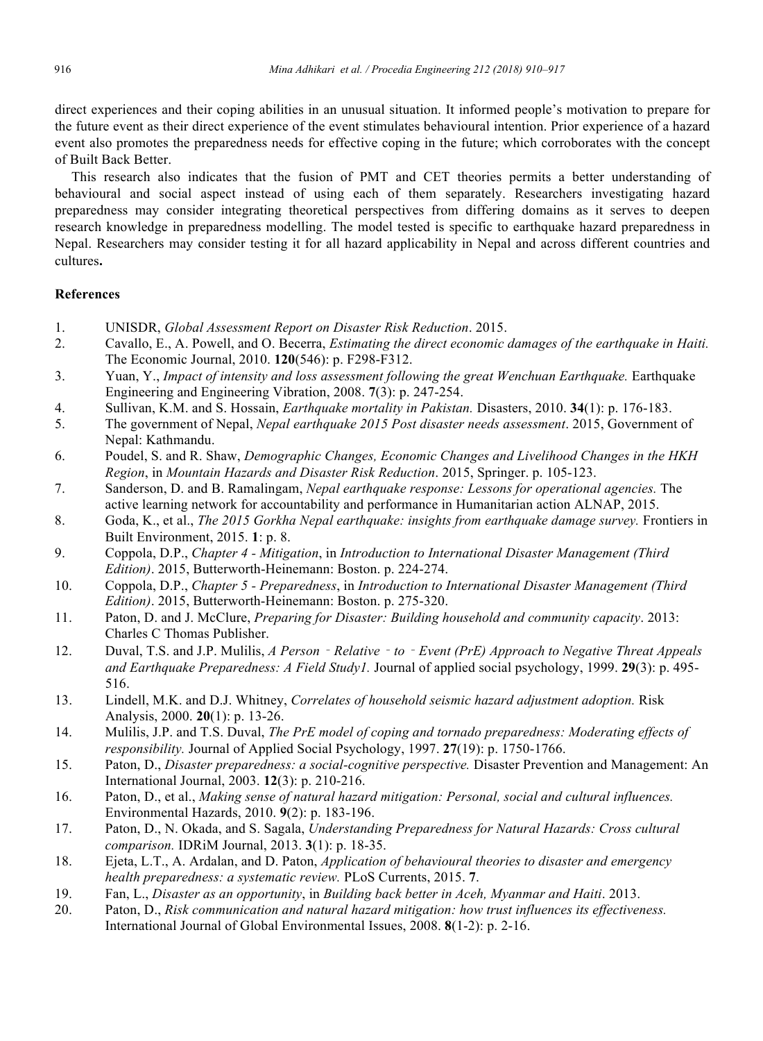direct experiences and their coping abilities in an unusual situation. It informed people's motivation to prepare for the future event as their direct experience of the event stimulates behavioural intention. Prior experience of a hazard event also promotes the preparedness needs for effective coping in the future; which corroborates with the concept of Built Back Better.

This research also indicates that the fusion of PMT and CET theories permits a better understanding of behavioural and social aspect instead of using each of them separately. Researchers investigating hazard preparedness may consider integrating theoretical perspectives from differing domains as it serves to deepen research knowledge in preparedness modelling. The model tested is specific to earthquake hazard preparedness in Nepal. Researchers may consider testing it for all hazard applicability in Nepal and across different countries and cultures**.**

## References

1. UNISDR, *Global Assessment Report on Disaster Risk Reduction*. 2015.
2. Cavallo, E., A. Powell, and O. Becerra, *Estimating the direct economic damages of the earthquake in Haiti.* The Economic Journal, 2010. **120**(546): p. F298-F312.
3. Yuan, Y., *Impact of intensity and loss assessment following the great Wenchuan Earthquake.* Earthquake Engineering and Engineering Vibration, 2008. **7**(3): p. 247-254.
4. Sullivan, K.M. and S. Hossain, *Earthquake mortality in Pakistan.* Disasters, 2010. **34**(1): p. 176-183.
5. The government of Nepal, *Nepal earthquake 2015 Post disaster needs assessment*. 2015, Government of Nepal: Kathmandu.
6. Poudel, S. and R. Shaw, *Demographic Changes, Economic Changes and Livelihood Changes in the HKH Region*, in *Mountain Hazards and Disaster Risk Reduction*. 2015, Springer. p. 105-123.
7. Sanderson, D. and B. Ramalingam, *Nepal earthquake response: Lessons for operational agencies.* The active learning network for accountability and performance in Humanitarian action ALNAP, 2015.
8. Goda, K., et al., *The 2015 Gorkha Nepal earthquake: insights from earthquake damage survey.* Frontiers in Built Environment, 2015. **1**: p. 8.
9. Coppola, D.P., *Chapter 4 - Mitigation*, in *Introduction to International Disaster Management (Third Edition)*. 2015, Butterworth-Heinemann: Boston. p. 224-274.
10. Coppola, D.P., *Chapter 5 - Preparedness*, in *Introduction to International Disaster Management (Third Edition)*. 2015, Butterworth-Heinemann: Boston. p. 275-320.
11. Paton, D. and J. McClure, *Preparing for Disaster: Building household and community capacity*. 2013: Charles C Thomas Publisher.
12. Duval, T.S. and J.P. Mulilis, *A Person‐Relative‐to‐Event (PrE) Approach to Negative Threat Appeals and Earthquake Preparedness: A Field Study1.* Journal of applied social psychology, 1999. **29**(3): p. 495-516.
13. Lindell, M.K. and D.J. Whitney, *Correlates of household seismic hazard adjustment adoption.* Risk Analysis, 2000. **20**(1): p. 13-26.
14. Mulilis, J.P. and T.S. Duval, *The PrE model of coping and tornado preparedness: Moderating effects of responsibility.* Journal of Applied Social Psychology, 1997. **27**(19): p. 1750-1766.
15. Paton, D., *Disaster preparedness: a social-cognitive perspective.* Disaster Prevention and Management: An International Journal, 2003. **12**(3): p. 210-216.
16. Paton, D., et al., *Making sense of natural hazard mitigation: Personal, social and cultural influences.* Environmental Hazards, 2010. **9**(2): p. 183-196.
17. Paton, D., N. Okada, and S. Sagala, *Understanding Preparedness for Natural Hazards: Cross cultural comparison.* IDRiM Journal, 2013. **3**(1): p. 18-35.
18. Ejeta, L.T., A. Ardalan, and D. Paton, *Application of behavioural theories to disaster and emergency health preparedness: a systematic review.* PLoS Currents, 2015. **7**.
19. Fan, L., *Disaster as an opportunity*, in *Building back better in Aceh, Myanmar and Haiti*. 2013.
20. Paton, D., *Risk communication and natural hazard mitigation: how trust influences its effectiveness.* International Journal of Global Environmental Issues, 2008. **8**(1-2): p. 2-16.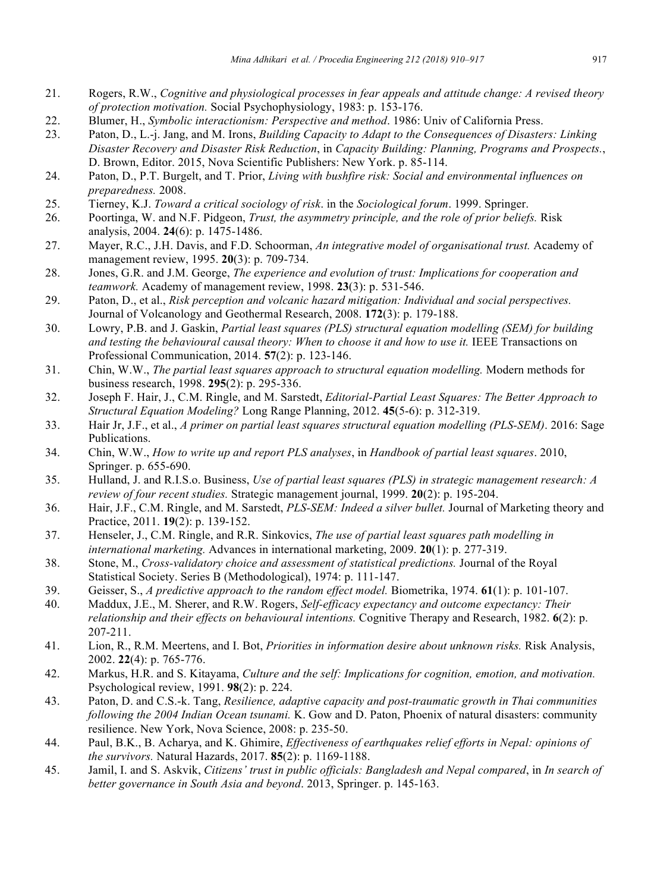21. Rogers, R.W., *Cognitive and physiological processes in fear appeals and attitude change: A revised theory of protection motivation.* Social Psychophysiology, 1983: p. 153-176.
22. Blumer, H., *Symbolic interactionism: Perspective and method*. 1986: Univ of California Press.
23. Paton, D., L.-j. Jang, and M. Irons, *Building Capacity to Adapt to the Consequences of Disasters: Linking Disaster Recovery and Disaster Risk Reduction*, in *Capacity Building: Planning, Programs and Prospects.*, D. Brown, Editor. 2015, Nova Scientific Publishers: New York. p. 85-114.
24. Paton, D., P.T. Burgelt, and T. Prior, *Living with bushfire risk: Social and environmental influences on preparedness.* 2008.
25. Tierney, K.J. *Toward a critical sociology of risk*. in the *Sociological forum*. 1999. Springer.
26. Poortinga, W. and N.F. Pidgeon, *Trust, the asymmetry principle, and the role of prior beliefs.* Risk analysis, 2004. **24**(6): p. 1475-1486.
27. Mayer, R.C., J.H. Davis, and F.D. Schoorman, *An integrative model of organisational trust.* Academy of management review, 1995. **20**(3): p. 709-734.
28. Jones, G.R. and J.M. George, *The experience and evolution of trust: Implications for cooperation and teamwork.* Academy of management review, 1998. **23**(3): p. 531-546.
29. Paton, D., et al., *Risk perception and volcanic hazard mitigation: Individual and social perspectives.* Journal of Volcanology and Geothermal Research, 2008. **172**(3): p. 179-188.
30. Lowry, P.B. and J. Gaskin, *Partial least squares (PLS) structural equation modelling (SEM) for building and testing the behavioural causal theory: When to choose it and how to use it.* IEEE Transactions on Professional Communication, 2014. **57**(2): p. 123-146.
31. Chin, W.W., *The partial least squares approach to structural equation modelling.* Modern methods for business research, 1998. **295**(2): p. 295-336.
32. Joseph F. Hair, J., C.M. Ringle, and M. Sarstedt, *Editorial-Partial Least Squares: The Better Approach to Structural Equation Modeling?* Long Range Planning, 2012. **45**(5-6): p. 312-319.
33. Hair Jr, J.F., et al., *A primer on partial least squares structural equation modelling (PLS-SEM)*. 2016: Sage Publications.
34. Chin, W.W., *How to write up and report PLS analyses*, in *Handbook of partial least squares*. 2010, Springer. p. 655-690.
35. Hulland, J. and R.I.S.o. Business, *Use of partial least squares (PLS) in strategic management research: A review of four recent studies.* Strategic management journal, 1999. **20**(2): p. 195-204.
36. Hair, J.F., C.M. Ringle, and M. Sarstedt, *PLS-SEM: Indeed a silver bullet.* Journal of Marketing theory and Practice, 2011. **19**(2): p. 139-152.
37. Henseler, J., C.M. Ringle, and R.R. Sinkovics, *The use of partial least squares path modelling in international marketing.* Advances in international marketing, 2009. **20**(1): p. 277-319.
38. Stone, M., *Cross-validatory choice and assessment of statistical predictions.* Journal of the Royal Statistical Society. Series B (Methodological), 1974: p. 111-147.
39. Geisser, S., *A predictive approach to the random effect model.* Biometrika, 1974. **61**(1): p. 101-107.
40. Maddux, J.E., M. Sherer, and R.W. Rogers, *Self-efficacy expectancy and outcome expectancy: Their relationship and their effects on behavioural intentions.* Cognitive Therapy and Research, 1982. **6**(2): p. 207-211.
41. Lion, R., R.M. Meertens, and I. Bot, *Priorities in information desire about unknown risks.* Risk Analysis, 2002. **22**(4): p. 765-776.
42. Markus, H.R. and S. Kitayama, *Culture and the self: Implications for cognition, emotion, and motivation.* Psychological review, 1991. **98**(2): p. 224.
43. Paton, D. and C.S.-k. Tang, *Resilience, adaptive capacity and post-traumatic growth in Thai communities following the 2004 Indian Ocean tsunami.* K. Gow and D. Paton, Phoenix of natural disasters: community resilience. New York, Nova Science, 2008: p. 235-50.
44. Paul, B.K., B. Acharya, and K. Ghimire, *Effectiveness of earthquakes relief efforts in Nepal: opinions of the survivors.* Natural Hazards, 2017. **85**(2): p. 1169-1188.
45. Jamil, I. and S. Askvik, *Citizens' trust in public officials: Bangladesh and Nepal compared*, in *In search of better governance in South Asia and beyond*. 2013, Springer. p. 145-163.